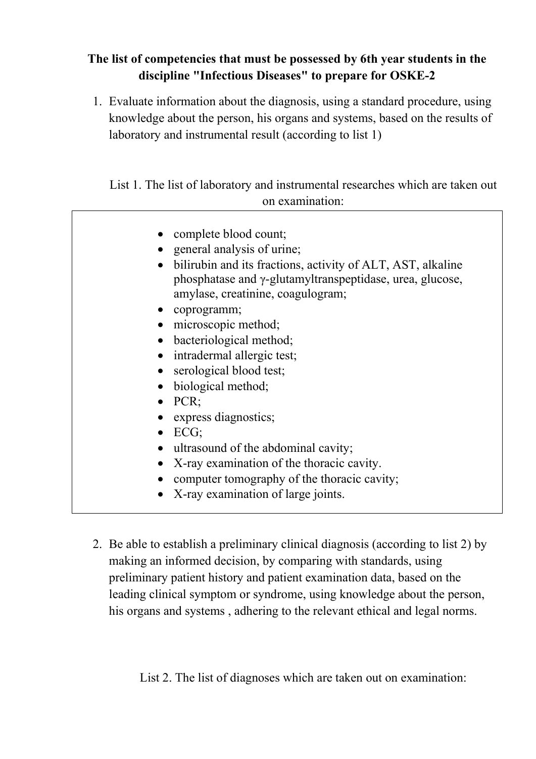**The list of competencies that must be possessed by 6th year students in the discipline "Infectious Diseases" to prepare for OSKE-2**

1. Evaluate information about the diagnosis, using a standard procedure, using knowledge about the person, his organs and systems, based on the results of laboratory and instrumental result (according to list 1)

List 1. The list of laboratory and instrumental researches which are taken out on examination:

- complete blood count;
- general analysis of urine;
- bilirubin and its fractions, activity of ALT, AST, alkaline phosphatase and γ-glutamyltranspeptidase, urea, glucose, amylase, creatinine, coagulogram;
- coprogramm;
- microscopic method;
- bacteriological method;
- intradermal allergic test;
- serological blood test;
- biological method;
- PCR;
- express diagnostics;
- ECG;
- ultrasound of the abdominal cavity;
- X-ray examination of the thoracic cavity.
- computer tomography of the thoracic cavity;
- X-ray examination of large joints.

2. Be able to establish a preliminary clinical diagnosis (according to list 2) by making an informed decision, by comparing with standards, using preliminary patient history and patient examination data, based on the leading clinical symptom or syndrome, using knowledge about the person, his organs and systems , adhering to the relevant ethical and legal norms.

List 2. The list of diagnoses which are taken out on examination: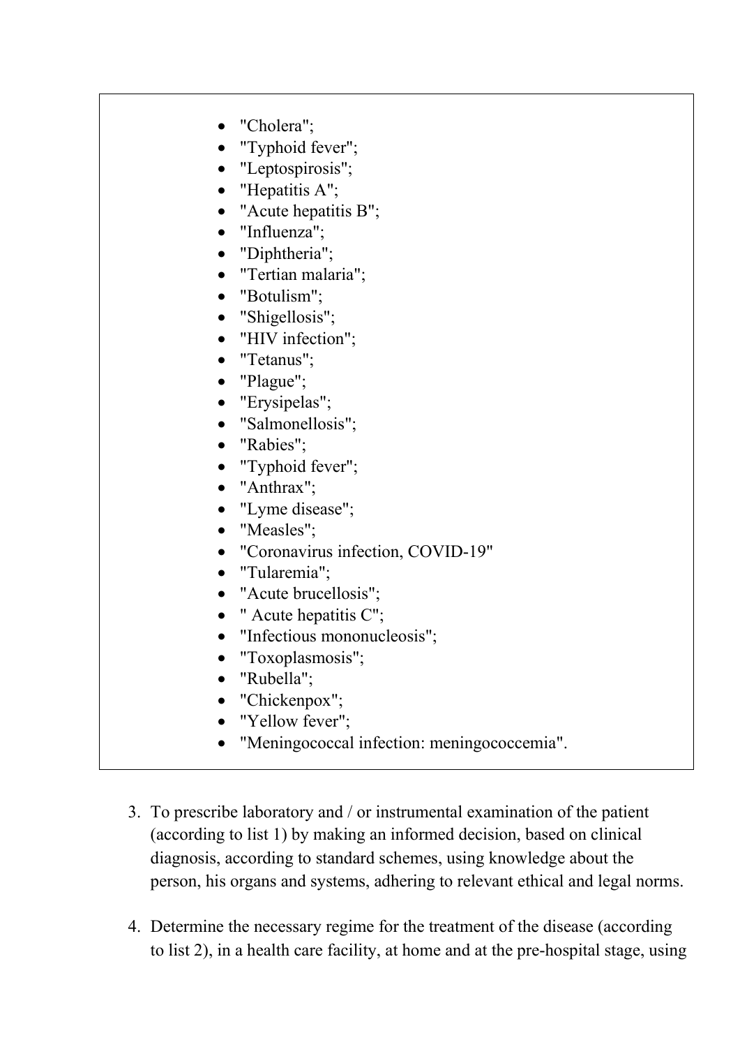- "Cholera";
- "Typhoid fever";
- "Leptospirosis";
- "Hepatitis A";
- "Acute hepatitis B";
- "Influenza";
- "Diphtheria";
- "Tertian malaria";
- "Botulism";
- "Shigellosis";
- "HIV infection";
- "Tetanus";
- "Plague";
- "Erysipelas";
- "Salmonellosis";
- "Rabies";
- "Typhoid fever";
- "Anthrax";
- "Lyme disease";
- "Measles";
- "Coronavirus infection, COVID-19"
- "Tularemia";
- "Acute brucellosis";
- " Acute hepatitis C";
- "Infectious mononucleosis";
- "Toxoplasmosis";
- "Rubella";
- "Chickenpox";
- "Yellow fever";
- "Meningococcal infection: meningococcemia".

3. To prescribe laboratory and / or instrumental examination of the patient (according to list 1) by making an informed decision, based on clinical diagnosis, according to standard schemes, using knowledge about the person, his organs and systems, adhering to relevant ethical and legal norms.

4. Determine the necessary regime for the treatment of the disease (according to list 2), in a health care facility, at home and at the pre-hospital stage, using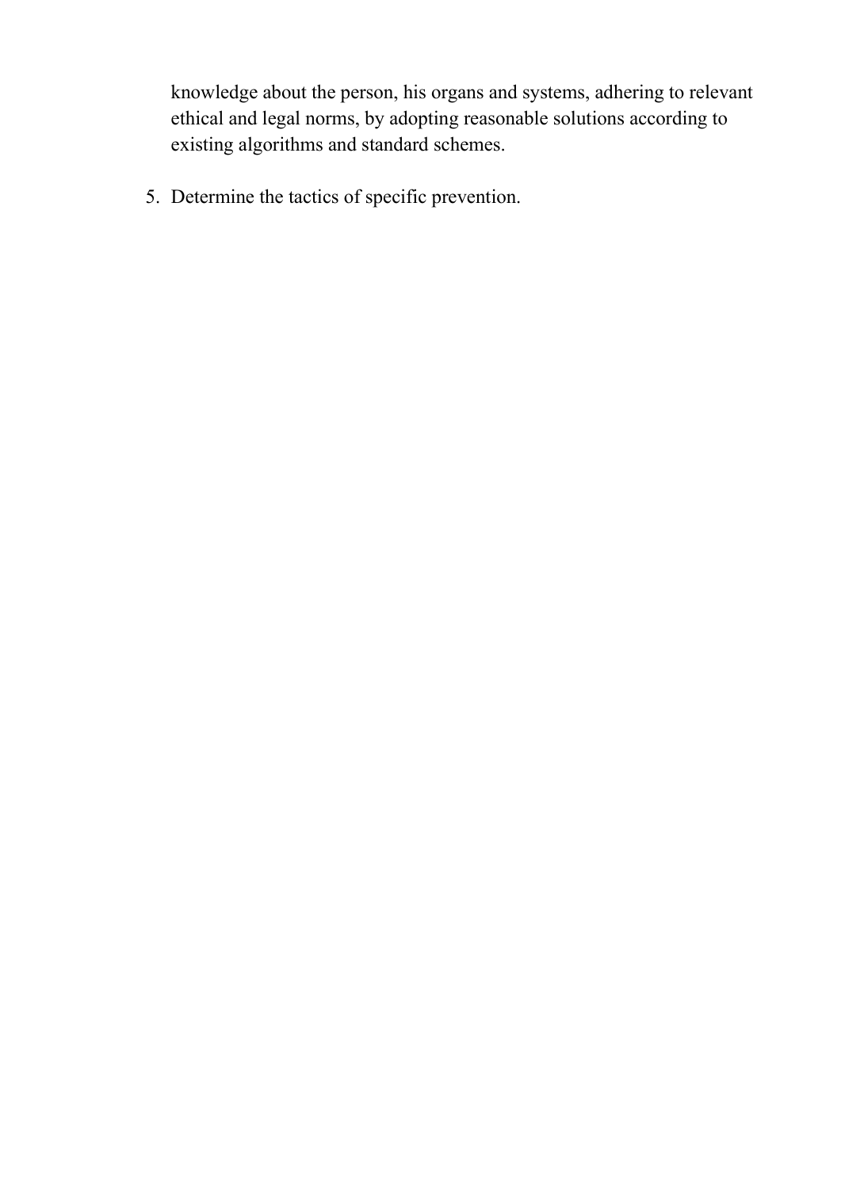knowledge about the person, his organs and systems, adhering to relevant ethical and legal norms, by adopting reasonable solutions according to existing algorithms and standard schemes.

5. Determine the tactics of specific prevention.